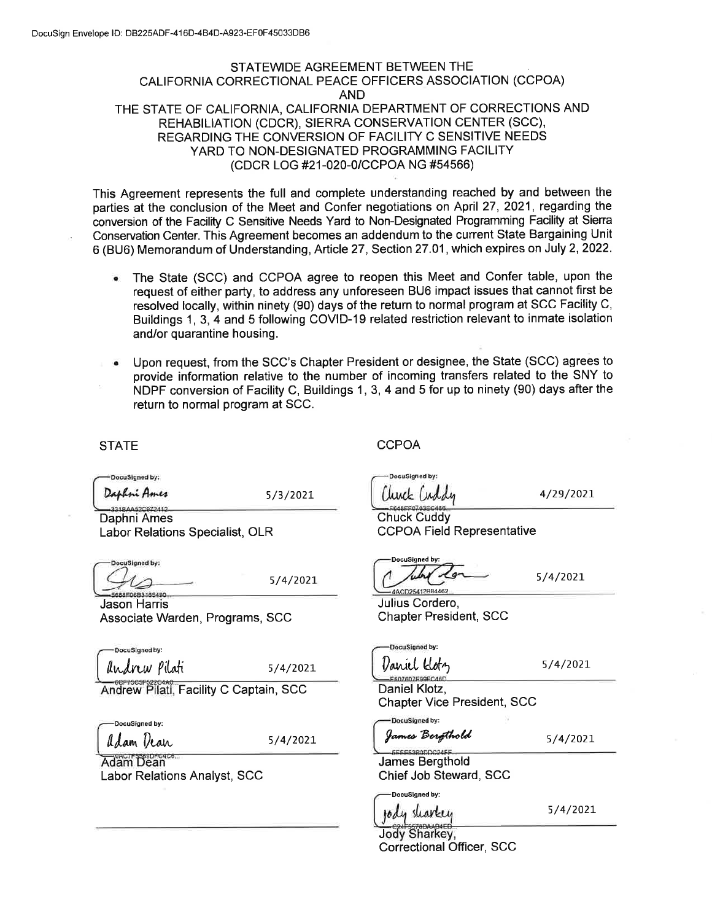DocuSign Envelope ID: DB225ADF-416D-4B4D-A923-EF0F45033DB6

# STATEWIDE AGREEMENT BETWEEN THE CALIFORNIA CORRECTIONAL PEACE OFFICERS ASSOCIATION (CCPOA) AND THE STATE OF CALIFORNIA, CALIFORNIA DEPARTMENT OF CORRECTIONS AND REHABILITATION (CDCR), SIERRA CONSERVATION CENTER (SCC), REGARDING THE CONVERSION OF FACILITY C SENSITIVE NEEDS YARD TO NON-DESIGNATED PROGRAMMING FACILITY

(CDCR LOG #21-020-0/CCPOA NG #54566)

This Agreement represents the full and complete understanding reached by and between the parties at the conclusion of the Meet and Confer negotiations on April 27, 2021, regarding the conversion of the Facility C Sensitive Needs Yard to Non-Designated Programming Facility at Sierra Conservation Center. This Agreement becomes an addendum to the current State Bargaining Unit 6 (BU6) Memorandum of Understanding, Article 27, Section 27.01, which expires on July 2, 2022.

- The State (SCC) and CCPOA agree to reopen this Meet and Confer table, upon the request of either party, to address any unforeseen BU6 impact issues that cannot first be resolved locally, within ninety (90) days of the return to normal program at SCC Facility C, Buildings 1, 3, 4 and 5 following COVID-19 related restriction relevant to inmate isolation and/or quarantine housing.
- Upon request, from the SCC's Chapter President or designee, the State (SCC) agrees to provide information relative to the number of incoming transfers related to the SNY to NDPF conversion of Facility C, Buildings 1, 3, 4 and 5 for up to ninety (90) days after the return to normal program at SCC.

| STATE | | CCPOA | |
|---|---|---|---|
| DocuSigned by: Daphni Ames | 5/3/2021 | DocuSigned by: Chuck Cuddy | 4/29/2021 |
| Daphni Ames, Labor Relations Specialist, OLR | | Chuck Cuddy, CCPOA Field Representative | |
| DocuSigned by: [signature] | 5/4/2021 | DocuSigned by: [signature] | 5/4/2021 |
| Jason Harris, Associate Warden, Programs, SCC | | Julius Cordero, Chapter President, SCC | |
| DocuSigned by: Andrew Pilati | 5/4/2021 | DocuSigned by: Daniel Klotz | 5/4/2021 |
| Andrew Pilati, Facility C Captain, SCC | | Daniel Klotz, Chapter Vice President, SCC | |
| DocuSigned by: Adam Dean | 5/4/2021 | DocuSigned by: James Bergthold | 5/4/2021 |
| Adam Dean, Labor Relations Analyst, SCC | | James Bergthold, Chief Job Steward, SCC | |
| | | DocuSigned by: Jody Sharkey | 5/4/2021 |
| | | Jody Sharkey, Correctional Officer, SCC | |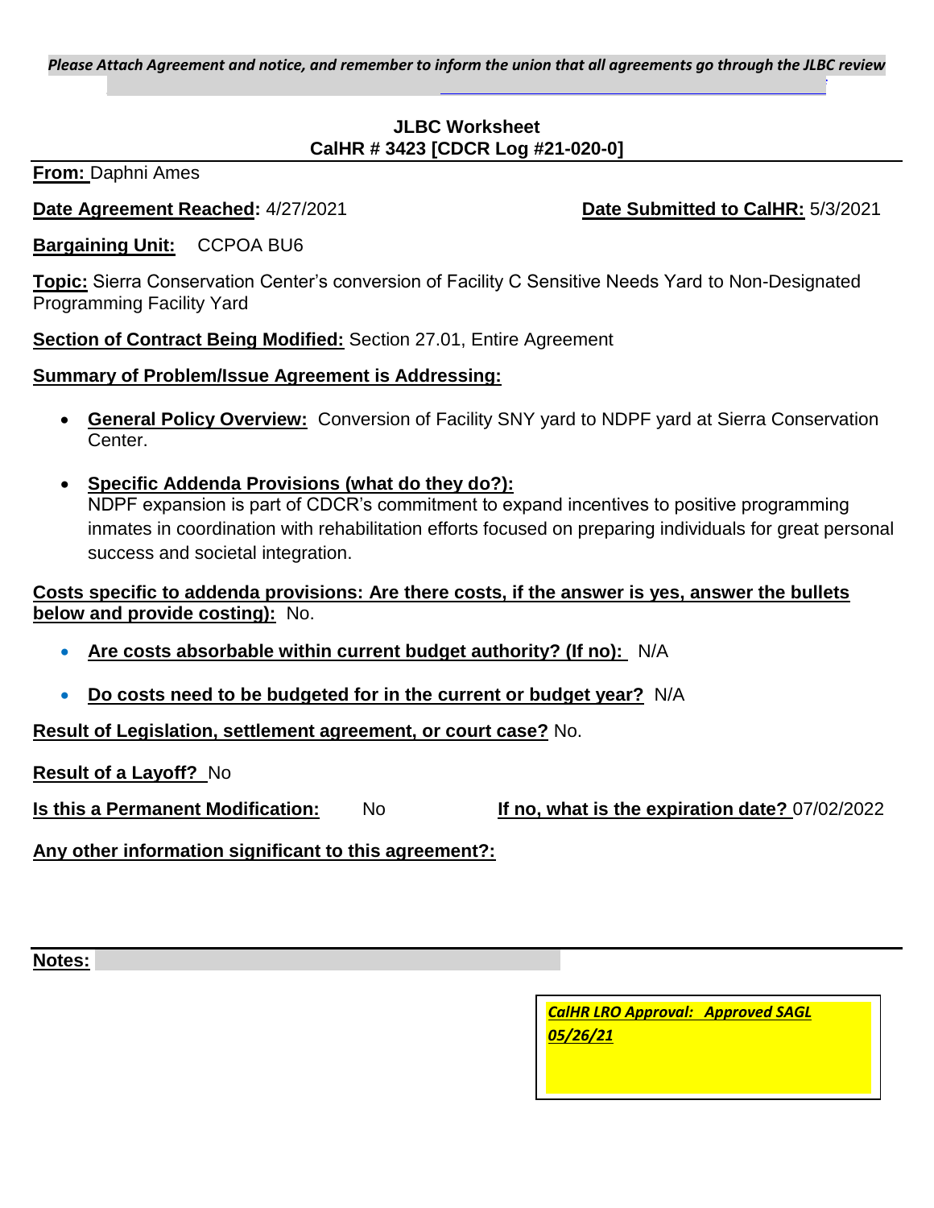*Please Attach Agreement and notice, and remember to inform the union that all agreements go through the JLBC review*

**JLBC Worksheet**
**CalHR # 3423 [CDCR Log #21-020-0]**

**From:** Daphni Ames

**Date Agreement Reached:** 4/27/2021 **Date Submitted to CalHR:** 5/3/2021

**Bargaining Unit:** CCPOA BU6

**Topic:** Sierra Conservation Center's conversion of Facility C Sensitive Needs Yard to Non-Designated Programming Facility Yard

**Section of Contract Being Modified:** Section 27.01, Entire Agreement

**Summary of Problem/Issue Agreement is Addressing:**

- **General Policy Overview:** Conversion of Facility SNY yard to NDPF yard at Sierra Conservation Center.
- **Specific Addenda Provisions (what do they do?):** NDPF expansion is part of CDCR's commitment to expand incentives to positive programming inmates in coordination with rehabilitation efforts focused on preparing individuals for great personal success and societal integration.

**Costs specific to addenda provisions: Are there costs, if the answer is yes, answer the bullets below and provide costing):** No.

- **Are costs absorbable within current budget authority? (If no):** N/A
- **Do costs need to be budgeted for in the current or budget year?** N/A

**Result of Legislation, settlement agreement, or court case?** No.

**Result of a Layoff?** No

**Is this a Permanent Modification:** No **If no, what is the expiration date?** 07/02/2022

**Any other information significant to this agreement?:**

**Notes:**

***CalHR LRO Approval: Approved SAGL 05/26/21***